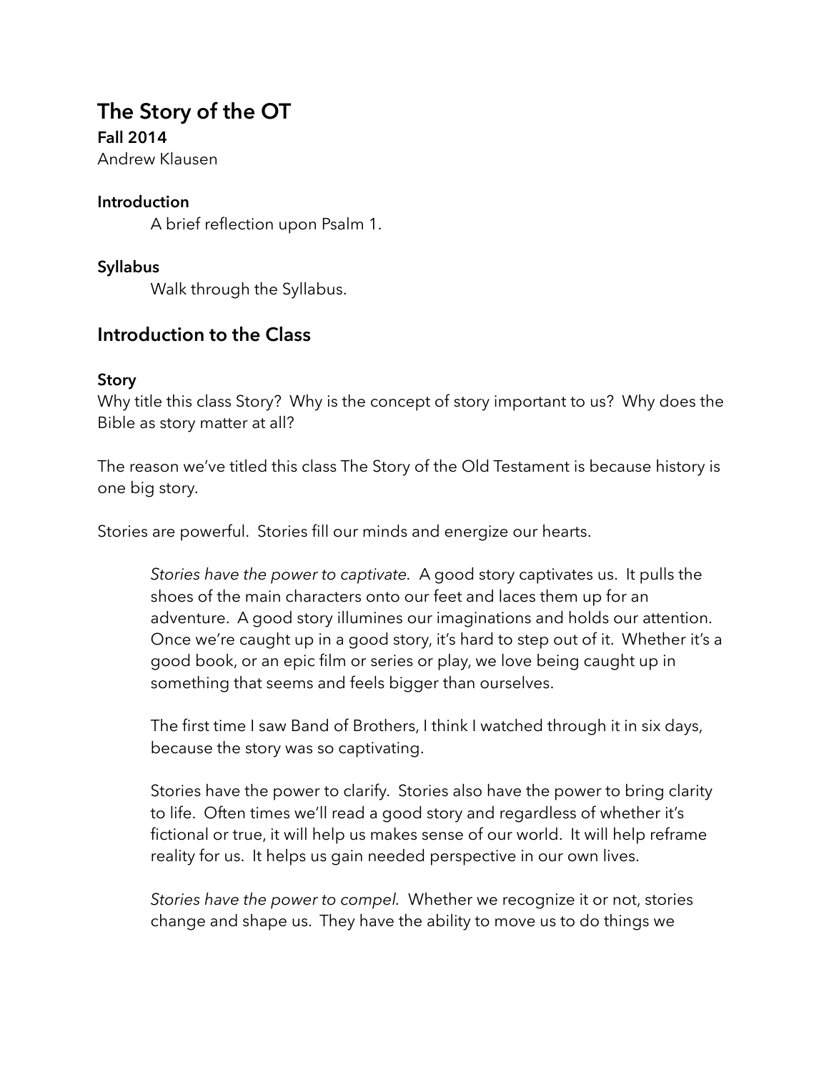# The Story of the OT

**Fall 2014**

Andrew Klausen

**Introduction**

A brief reflection upon Psalm 1.

**Syllabus**

Walk through the Syllabus.

## Introduction to the Class

**Story**

Why title this class Story? Why is the concept of story important to us? Why does the Bible as story matter at all?

The reason we've titled this class The Story of the Old Testament is because history is one big story.

Stories are powerful. Stories fill our minds and energize our hearts.

> *Stories have the power to captivate*. A good story captivates us. It pulls the shoes of the main characters onto our feet and laces them up for an adventure. A good story illumines our imaginations and holds our attention. Once we're caught up in a good story, it's hard to step out of it. Whether it's a good book, or an epic film or series or play, we love being caught up in something that seems and feels bigger than ourselves.
>
> The first time I saw Band of Brothers, I think I watched through it in six days, because the story was so captivating.
>
> Stories have the power to clarify. Stories also have the power to bring clarity to life. Often times we'll read a good story and regardless of whether it's fictional or true, it will help us makes sense of our world. It will help reframe reality for us. It helps us gain needed perspective in our own lives.
>
> *Stories have the power to compel*. Whether we recognize it or not, stories change and shape us. They have the ability to move us to do things we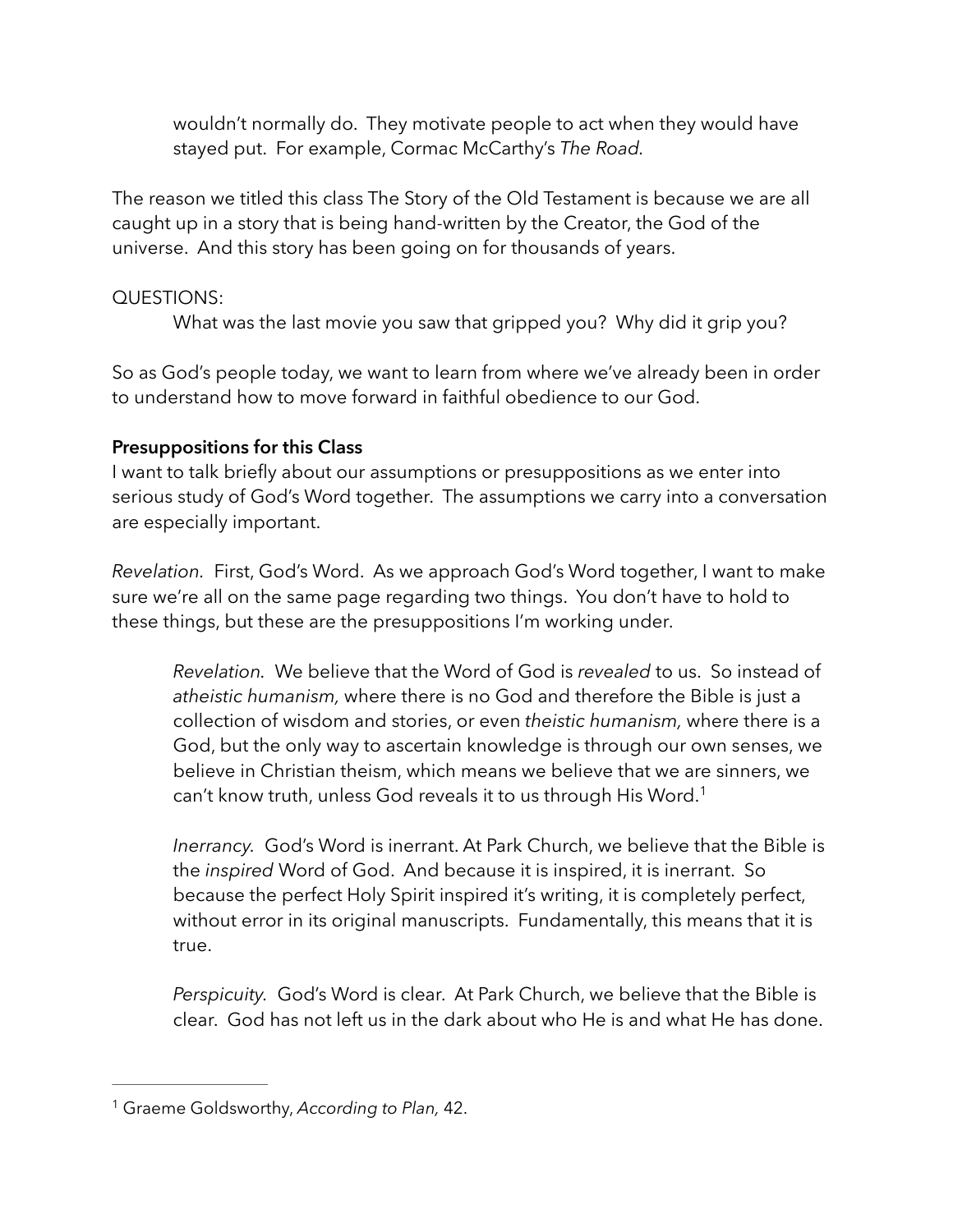wouldn't normally do. They motivate people to act when they would have stayed put. For example, Cormac McCarthy's *The Road*.

The reason we titled this class The Story of the Old Testament is because we are all caught up in a story that is being hand-written by the Creator, the God of the universe. And this story has been going on for thousands of years.

QUESTIONS:

What was the last movie you saw that gripped you? Why did it grip you?

So as God's people today, we want to learn from where we've already been in order to understand how to move forward in faithful obedience to our God.

**Presuppositions for this Class**

I want to talk briefly about our assumptions or presuppositions as we enter into serious study of God's Word together. The assumptions we carry into a conversation are especially important.

*Revelation*. First, God's Word. As we approach God's Word together, I want to make sure we're all on the same page regarding two things. You don't have to hold to these things, but these are the presuppositions I'm working under.

> *Revelation*. We believe that the Word of God is *revealed* to us. So instead of *atheistic humanism,* where there is no God and therefore the Bible is just a collection of wisdom and stories, or even *theistic humanism,* where there is a God, but the only way to ascertain knowledge is through our own senses, we believe in Christian theism, which means we believe that we are sinners, we can't know truth, unless God reveals it to us through His Word.[1]
>
> *Inerrancy*. God's Word is inerrant. At Park Church, we believe that the Bible is the *inspired* Word of God. And because it is inspired, it is inerrant. So because the perfect Holy Spirit inspired it's writing, it is completely perfect, without error in its original manuscripts. Fundamentally, this means that it is true.
>
> *Perspicuity*. God's Word is clear. At Park Church, we believe that the Bible is clear. God has not left us in the dark about who He is and what He has done.

---

[1] Graeme Goldsworthy, *According to Plan,* 42.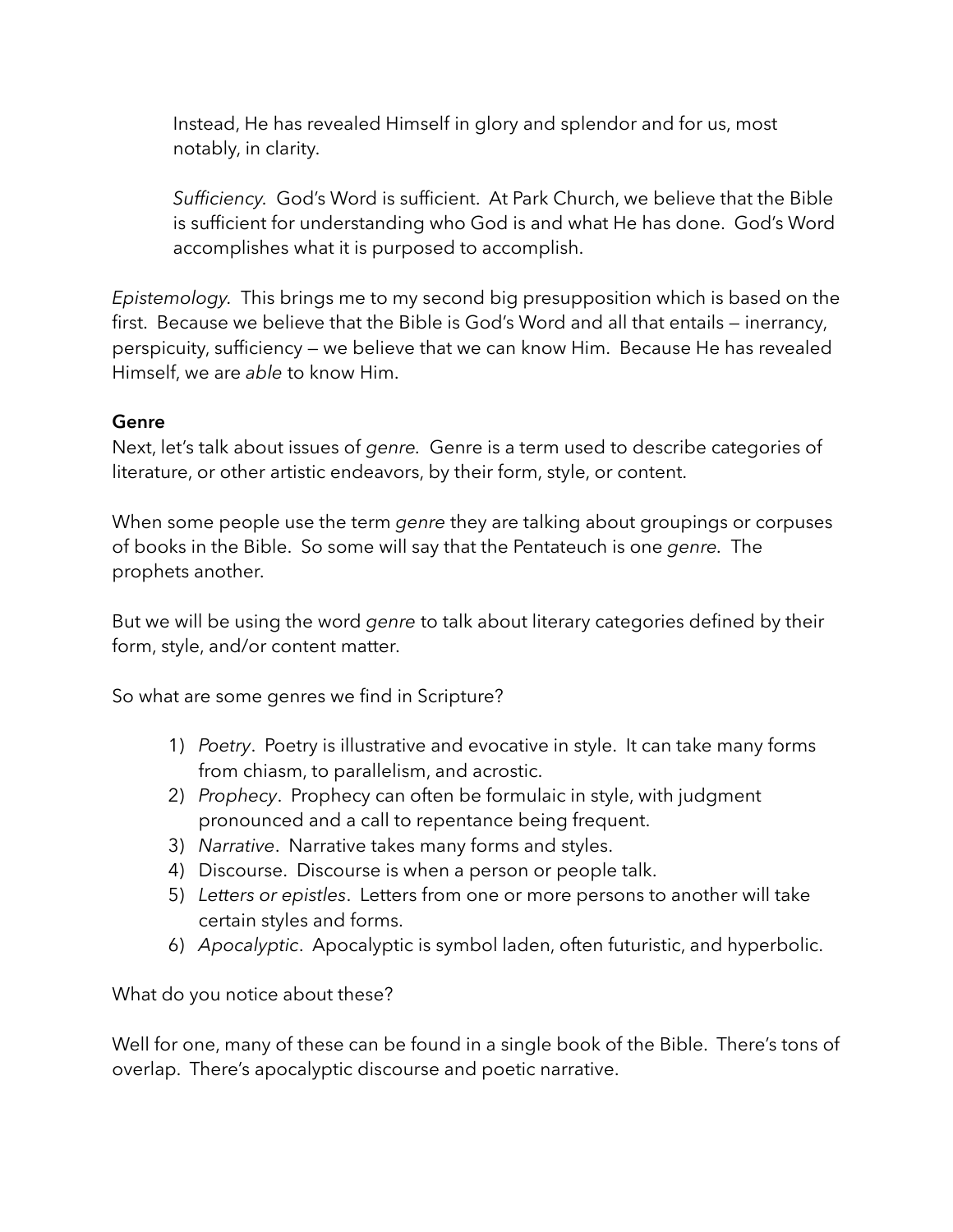Instead, He has revealed Himself in glory and splendor and for us, most notably, in clarity.

*Sufficiency*. God's Word is sufficient. At Park Church, we believe that the Bible is sufficient for understanding who God is and what He has done. God's Word accomplishes what it is purposed to accomplish.

*Epistemology*. This brings me to my second big presupposition which is based on the first. Because we believe that the Bible is God's Word and all that entails — inerrancy, perspicuity, sufficiency — we believe that we can know Him. Because He has revealed Himself, we are *able* to know Him.

**Genre**

Next, let's talk about issues of *genre*. Genre is a term used to describe categories of literature, or other artistic endeavors, by their form, style, or content.

When some people use the term *genre* they are talking about groupings or corpuses of books in the Bible. So some will say that the Pentateuch is one *genre*. The prophets another.

But we will be using the word *genre* to talk about literary categories defined by their form, style, and/or content matter.

So what are some genres we find in Scripture?

1) *Poetry*. Poetry is illustrative and evocative in style. It can take many forms from chiasm, to parallelism, and acrostic.
2) *Prophecy*. Prophecy can often be formulaic in style, with judgment pronounced and a call to repentance being frequent.
3) *Narrative*. Narrative takes many forms and styles.
4) Discourse. Discourse is when a person or people talk.
5) *Letters or epistles*. Letters from one or more persons to another will take certain styles and forms.
6) *Apocalyptic*. Apocalyptic is symbol laden, often futuristic, and hyperbolic.

What do you notice about these?

Well for one, many of these can be found in a single book of the Bible. There's tons of overlap. There's apocalyptic discourse and poetic narrative.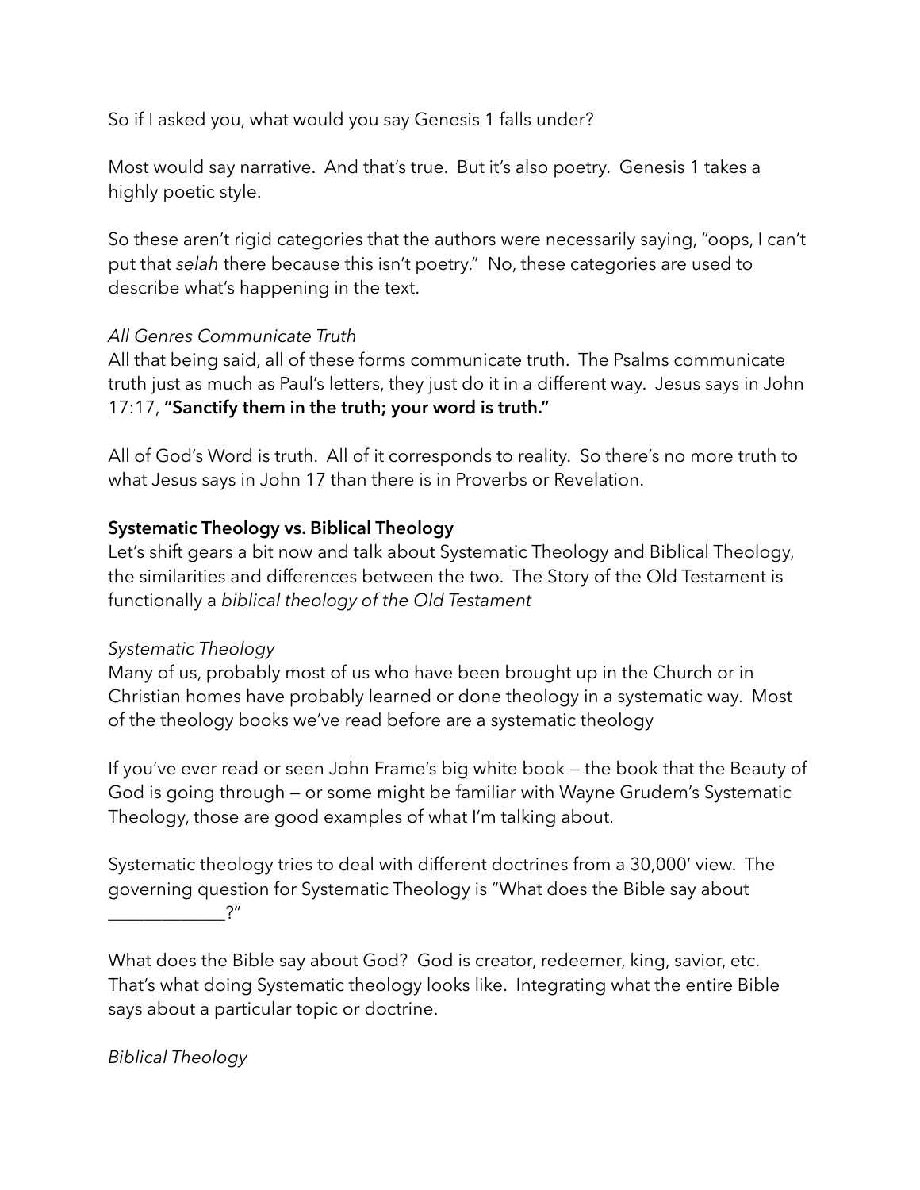So if I asked you, what would you say Genesis 1 falls under?

Most would say narrative. And that's true. But it's also poetry. Genesis 1 takes a highly poetic style.

So these aren't rigid categories that the authors were necessarily saying, "oops, I can't put that *selah* there because this isn't poetry." No, these categories are used to describe what's happening in the text.

*All Genres Communicate Truth*

All that being said, all of these forms communicate truth. The Psalms communicate truth just as much as Paul's letters, they just do it in a different way. Jesus says in John 17:17, **"Sanctify them in the truth; your word is truth."**

All of God's Word is truth. All of it corresponds to reality. So there's no more truth to what Jesus says in John 17 than there is in Proverbs or Revelation.

**Systematic Theology vs. Biblical Theology**

Let's shift gears a bit now and talk about Systematic Theology and Biblical Theology, the similarities and differences between the two. The Story of the Old Testament is functionally a *biblical theology of the Old Testament*

*Systematic Theology*

Many of us, probably most of us who have been brought up in the Church or in Christian homes have probably learned or done theology in a systematic way. Most of the theology books we've read before are a systematic theology

If you've ever read or seen John Frame's big white book — the book that the Beauty of God is going through — or some might be familiar with Wayne Grudem's Systematic Theology, those are good examples of what I'm talking about.

Systematic theology tries to deal with different doctrines from a 30,000' view. The governing question for Systematic Theology is "What does the Bible say about ____________?"

What does the Bible say about God? God is creator, redeemer, king, savior, etc. That's what doing Systematic theology looks like. Integrating what the entire Bible says about a particular topic or doctrine.

*Biblical Theology*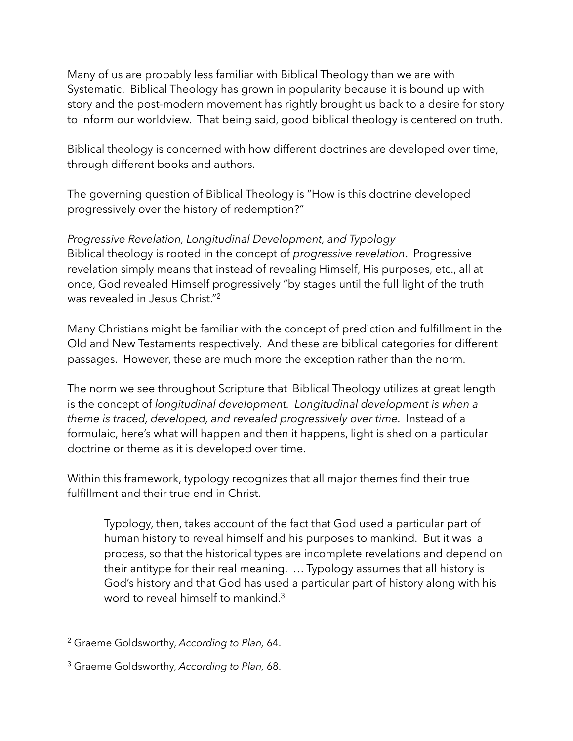Many of us are probably less familiar with Biblical Theology than we are with Systematic. Biblical Theology has grown in popularity because it is bound up with story and the post-modern movement has rightly brought us back to a desire for story to inform our worldview. That being said, good biblical theology is centered on truth.

Biblical theology is concerned with how different doctrines are developed over time, through different books and authors.

The governing question of Biblical Theology is "How is this doctrine developed progressively over the history of redemption?"

*Progressive Revelation, Longitudinal Development, and Typology*

Biblical theology is rooted in the concept of *progressive revelation*. Progressive revelation simply means that instead of revealing Himself, His purposes, etc., all at once, God revealed Himself progressively "by stages until the full light of the truth was revealed in Jesus Christ."[2]

Many Christians might be familiar with the concept of prediction and fulfillment in the Old and New Testaments respectively. And these are biblical categories for different passages. However, these are much more the exception rather than the norm.

The norm we see throughout Scripture that Biblical Theology utilizes at great length is the concept of *longitudinal development*. *Longitudinal development is when a theme is traced, developed, and revealed progressively over time*. Instead of a formulaic, here's what will happen and then it happens, light is shed on a particular doctrine or theme as it is developed over time.

Within this framework, typology recognizes that all major themes find their true fulfillment and their true end in Christ.

> Typology, then, takes account of the fact that God used a particular part of human history to reveal himself and his purposes to mankind. But it was a process, so that the historical types are incomplete revelations and depend on their antitype for their real meaning. … Typology assumes that all history is God's history and that God has used a particular part of history along with his word to reveal himself to mankind.[3]

---

[2] Graeme Goldsworthy, *According to Plan,* 64.

[3] Graeme Goldsworthy, *According to Plan,* 68.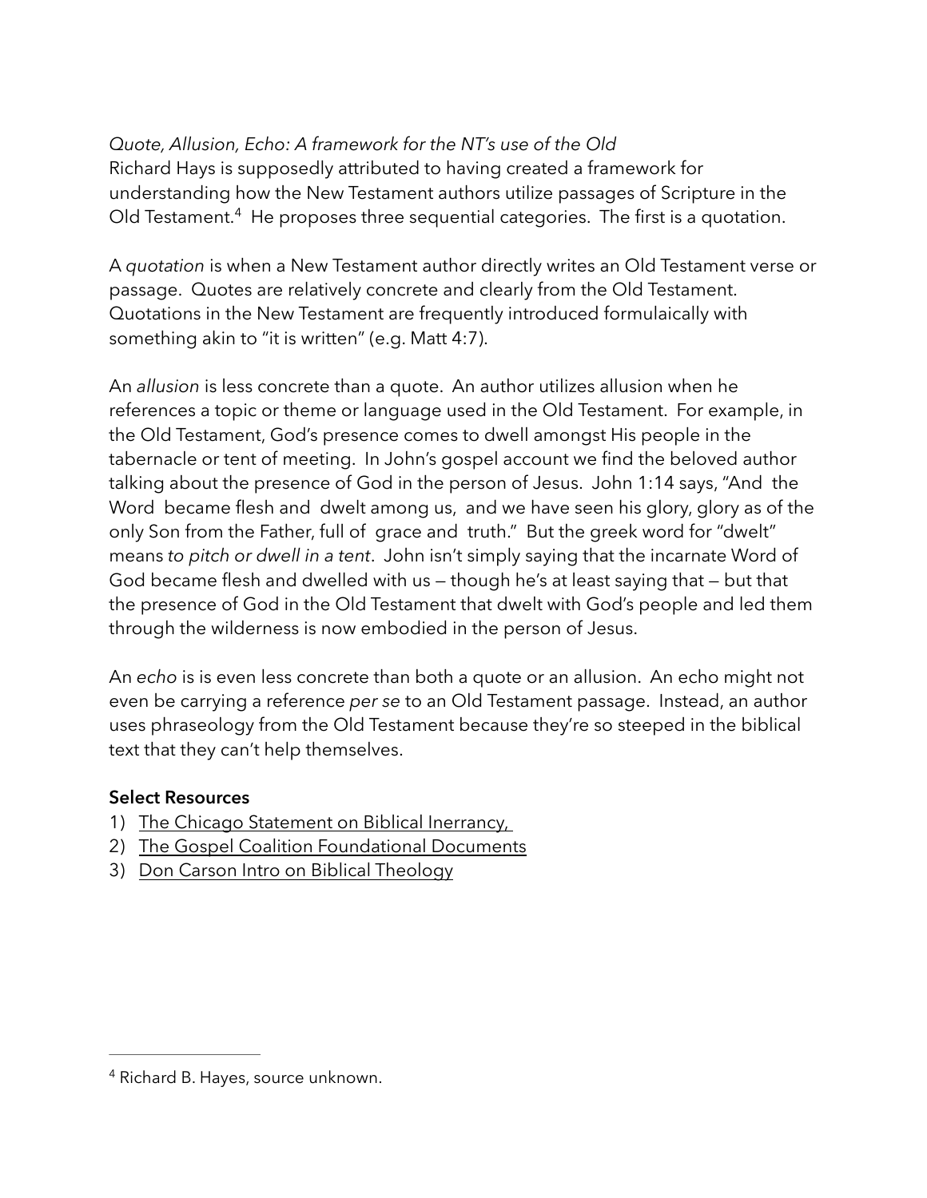*Quote, Allusion, Echo: A framework for the NT's use of the Old*

Richard Hays is supposedly attributed to having created a framework for understanding how the New Testament authors utilize passages of Scripture in the Old Testament.[4] He proposes three sequential categories. The first is a quotation.

A *quotation* is when a New Testament author directly writes an Old Testament verse or passage. Quotes are relatively concrete and clearly from the Old Testament. Quotations in the New Testament are frequently introduced formulaically with something akin to "it is written" (e.g. Matt 4:7).

An *allusion* is less concrete than a quote. An author utilizes allusion when he references a topic or theme or language used in the Old Testament. For example, in the Old Testament, God's presence comes to dwell amongst His people in the tabernacle or tent of meeting. In John's gospel account we find the beloved author talking about the presence of God in the person of Jesus. John 1:14 says, "And the Word became flesh and dwelt among us, and we have seen his glory, glory as of the only Son from the Father, full of grace and truth." But the greek word for "dwelt" means *to pitch or dwell in a tent*. John isn't simply saying that the incarnate Word of God became flesh and dwelled with us — though he's at least saying that — but that the presence of God in the Old Testament that dwelt with God's people and led them through the wilderness is now embodied in the person of Jesus.

An *echo* is is even less concrete than both a quote or an allusion. An echo might not even be carrying a reference *per se* to an Old Testament passage. Instead, an author uses phraseology from the Old Testament because they're so steeped in the biblical text that they can't help themselves.

**Select Resources**

1) The Chicago Statement on Biblical Inerrancy,
2) The Gospel Coalition Foundational Documents
3) Don Carson Intro on Biblical Theology

---

[4] Richard B. Hayes, source unknown.